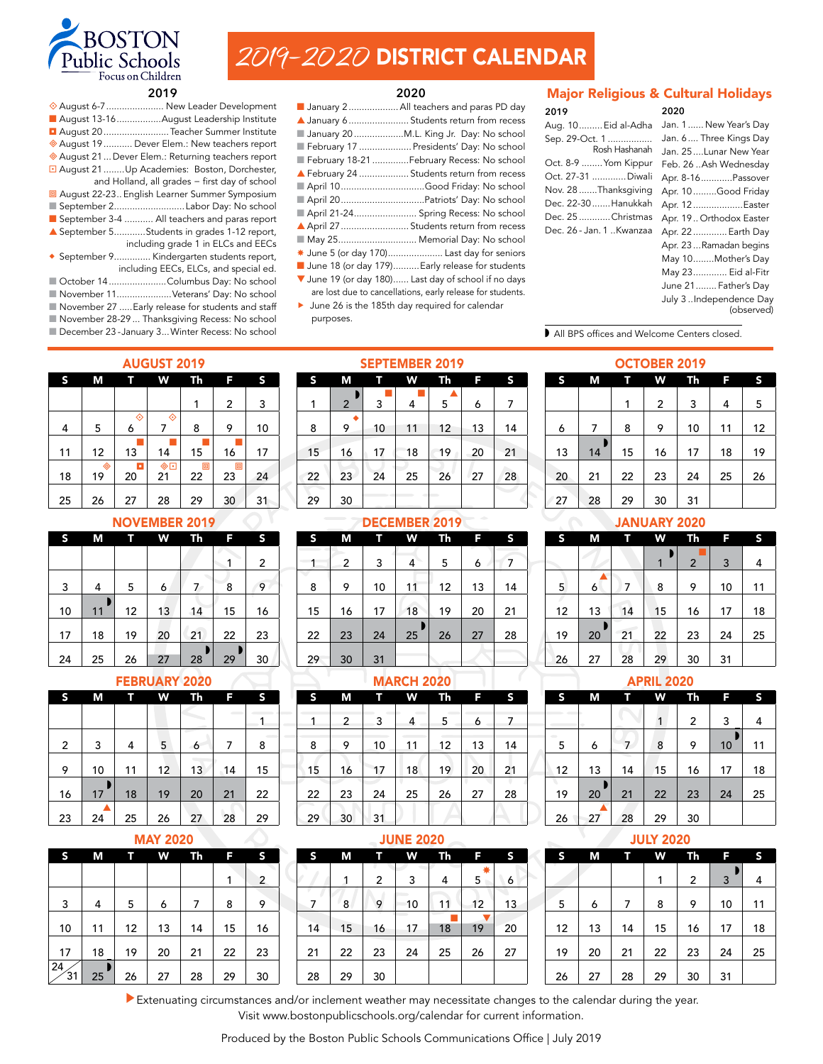# BOSTON Public Schools

Focus on Children

# 2019-2020 DISTRICT CALENDAR

## 2019

- August 6-7 ..................... New Leader Development
- August 13-16 ................. August Leadership Institute
- August 20 ......................... Teacher Summer Institute
- August 19 ........... Dever Elem.: New teachers report
- August 21 ... Dever Elem.: Returning teachers report
- August 21 ........Up Academies: Boston, Dorchester, and Holland, all grades – first day of school
- August 22-23.. English Learner Summer Symposium
- September 2.......................... Labor Day: No school
- September 3-4 ........... All teachers and paras report
- September 5............Students in grades 1-12 report, including grade 1 in ELCs and EECs
- September 9............. Kindergarten students report, including EECs, ELCs, and special ed.
- October 14 ...................... Columbus Day: No school
- November 11..................... Veterans' Day: No school
- November 27 .....Early release for students and staff
- November 28-29 ... Thanksgiving Recess: No school
- December 23 -January 3... Winter Recess: No school

## 2020

- January 2 ................... All teachers and paras PD day
- January 6 ....................... Students return from recess
- January 20 .................. M.L. King Jr. Day: No school
- February 17 ................... Presidents' Day: No school
- February 18-21 ............. February Recess: No school
- February 24 .................. Students return from recess
- April 10 ................................ Good Friday: No school
- April 20 .............................. Patriots' Day: No school
- April 21-24 ........................ Spring Recess: No school
- April 27 ......................... Students return from recess
- May 25 .............................. Memorial Day: No school
- June 5 (or day 170) ..................... Last day for seniors
- June 18 (or day 179) .......... Early release for students
- June 19 (or day 180) ...... Last day of school if no days are lost due to cancellations, early release for students.
- June 26 is the 185th day required for calendar purposes.

## Major Religious & Cultural Holidays

**2019**

- Aug. 10 ......... Eid al-Adha
- Sep. 29-Oct. 1 ................ Rosh Hashanah
- Oct. 8-9 ........ Yom Kippur
- Oct. 27-31 ............. Diwali
- Nov. 28 ....... Thanksgiving
- Dec. 22-30 ....... Hanukkah
- Dec. 25 ............ Christmas
- Dec. 26 - Jan. 1 .. Kwanzaa

**2020**

- Jan. 1 ...... New Year's Day
- Jan. 6 .... Three Kings Day
- Jan. 25 .... Lunar New Year
- Feb. 26 .. Ash Wednesday
- Apr. 8-16 ............ Passover
- Apr. 10 ......... Good Friday
- Apr. 12 ................... Easter
- Apr. 19 .. Orthodox Easter
- Apr. 22 ............. Earth Day
- Apr. 23 ... Ramadan begins
- May 10 ........ Mother's Day
- May 23 ............. Eid al-Fitr
- June 21 ........ Father's Day
- July 3 .. Independence Day (observed)

◗ All BPS offices and Welcome Centers closed.

### AUGUST 2019

| S | M | T | W | Th | F | S |
|---|---|---|---|---|---|---|
| | | | | 1 | 2 | 3 |
| 4 | 5 | 6 | 7 | 8 | 9 | 10 |
| 11 | 12 | 13 | 14 | 15 | 16 | 17 |
| 18 | 19 | 20 | 21 | 22 | 23 | 24 |
| 25 | 26 | 27 | 28 | 29 | 30 | 31 |

### SEPTEMBER 2019

| S | M | T | W | Th | F | S |
|---|---|---|---|---|---|---|
| 1 | 2 | 3 | 4 | 5 | 6 | 7 |
| 8 | 9 | 10 | 11 | 12 | 13 | 14 |
| 15 | 16 | 17 | 18 | 19 | 20 | 21 |
| 22 | 23 | 24 | 25 | 26 | 27 | 28 |
| 29 | 30 | | | | | |

### OCTOBER 2019

| S | M | T | W | Th | F | S |
|---|---|---|---|---|---|---|
| | | 1 | 2 | 3 | 4 | 5 |
| 6 | 7 | 8 | 9 | 10 | 11 | 12 |
| 13 | 14 | 15 | 16 | 17 | 18 | 19 |
| 20 | 21 | 22 | 23 | 24 | 25 | 26 |
| 27 | 28 | 29 | 30 | 31 | | |

### NOVEMBER 2019

| S | M | T | W | Th | F | S |
|---|---|---|---|---|---|---|
| | | | | | 1 | 2 |
| 3 | 4 | 5 | 6 | 7 | 8 | 9 |
| 10 | 11 | 12 | 13 | 14 | 15 | 16 |
| 17 | 18 | 19 | 20 | 21 | 22 | 23 |
| 24 | 25 | 26 | 27 | 28 | 29 | 30 |

### DECEMBER 2019

| S | M | T | W | Th | F | S |
|---|---|---|---|---|---|---|
| 1 | 2 | 3 | 4 | 5 | 6 | 7 |
| 8 | 9 | 10 | 11 | 12 | 13 | 14 |
| 15 | 16 | 17 | 18 | 19 | 20 | 21 |
| 22 | 23 | 24 | 25 | 26 | 27 | 28 |
| 29 | 30 | 31 | | | | |

### JANUARY 2020

| S | M | T | W | Th | F | S |
|---|---|---|---|---|---|---|
| | | | 1 | 2 | 3 | 4 |
| 5 | 6 | 7 | 8 | 9 | 10 | 11 |
| 12 | 13 | 14 | 15 | 16 | 17 | 18 |
| 19 | 20 | 21 | 22 | 23 | 24 | 25 |
| 26 | 27 | 28 | 29 | 30 | 31 | |

### FEBRUARY 2020

| S | M | T | W | Th | F | S |
|---|---|---|---|---|---|---|
| | | | | | | 1 |
| 2 | 3 | 4 | 5 | 6 | 7 | 8 |
| 9 | 10 | 11 | 12 | 13 | 14 | 15 |
| 16 | 17 | 18 | 19 | 20 | 21 | 22 |
| 23 | 24 | 25 | 26 | 27 | 28 | 29 |

### MARCH 2020

| S | M | T | W | Th | F | S |
|---|---|---|---|---|---|---|
| 1 | 2 | 3 | 4 | 5 | 6 | 7 |
| 8 | 9 | 10 | 11 | 12 | 13 | 14 |
| 15 | 16 | 17 | 18 | 19 | 20 | 21 |
| 22 | 23 | 24 | 25 | 26 | 27 | 28 |
| 29 | 30 | 31 | | | | |

### APRIL 2020

| S | M | T | W | Th | F | S |
|---|---|---|---|---|---|---|
| | | | 1 | 2 | 3 | 4 |
| 5 | 6 | 7 | 8 | 9 | 10 | 11 |
| 12 | 13 | 14 | 15 | 16 | 17 | 18 |
| 19 | 20 | 21 | 22 | 23 | 24 | 25 |
| 26 | 27 | 28 | 29 | 30 | | |

### MAY 2020

| S | M | T | W | Th | F | S |
|---|---|---|---|---|---|---|
| | | | | | 1 | 2 |
| 3 | 4 | 5 | 6 | 7 | 8 | 9 |
| 10 | 11 | 12 | 13 | 14 | 15 | 16 |
| 17 | 18 | 19 | 20 | 21 | 22 | 23 |
| 24/31 | 25 | 26 | 27 | 28 | 29 | 30 |

### JUNE 2020

| S | M | T | W | Th | F | S |
|---|---|---|---|---|---|---|
| | 1 | 2 | 3 | 4 | 5 | 6 |
| 7 | 8 | 9 | 10 | 11 | 12 | 13 |
| 14 | 15 | 16 | 17 | 18 | 19 | 20 |
| 21 | 22 | 23 | 24 | 25 | 26 | 27 |
| 28 | 29 | 30 | | | | |

### JULY 2020

| S | M | T | W | Th | F | S |
|---|---|---|---|---|---|---|
| | | | 1 | 2 | 3 | 4 |
| 5 | 6 | 7 | 8 | 9 | 10 | 11 |
| 12 | 13 | 14 | 15 | 16 | 17 | 18 |
| 19 | 20 | 21 | 22 | 23 | 24 | 25 |
| 26 | 27 | 28 | 29 | 30 | 31 | |

▸ Extenuating circumstances and/or inclement weather may necessitate changes to the calendar during the year. Visit www.bostonpublicschools.org/calendar for current information.

Produced by the Boston Public Schools Communications Office | July 2019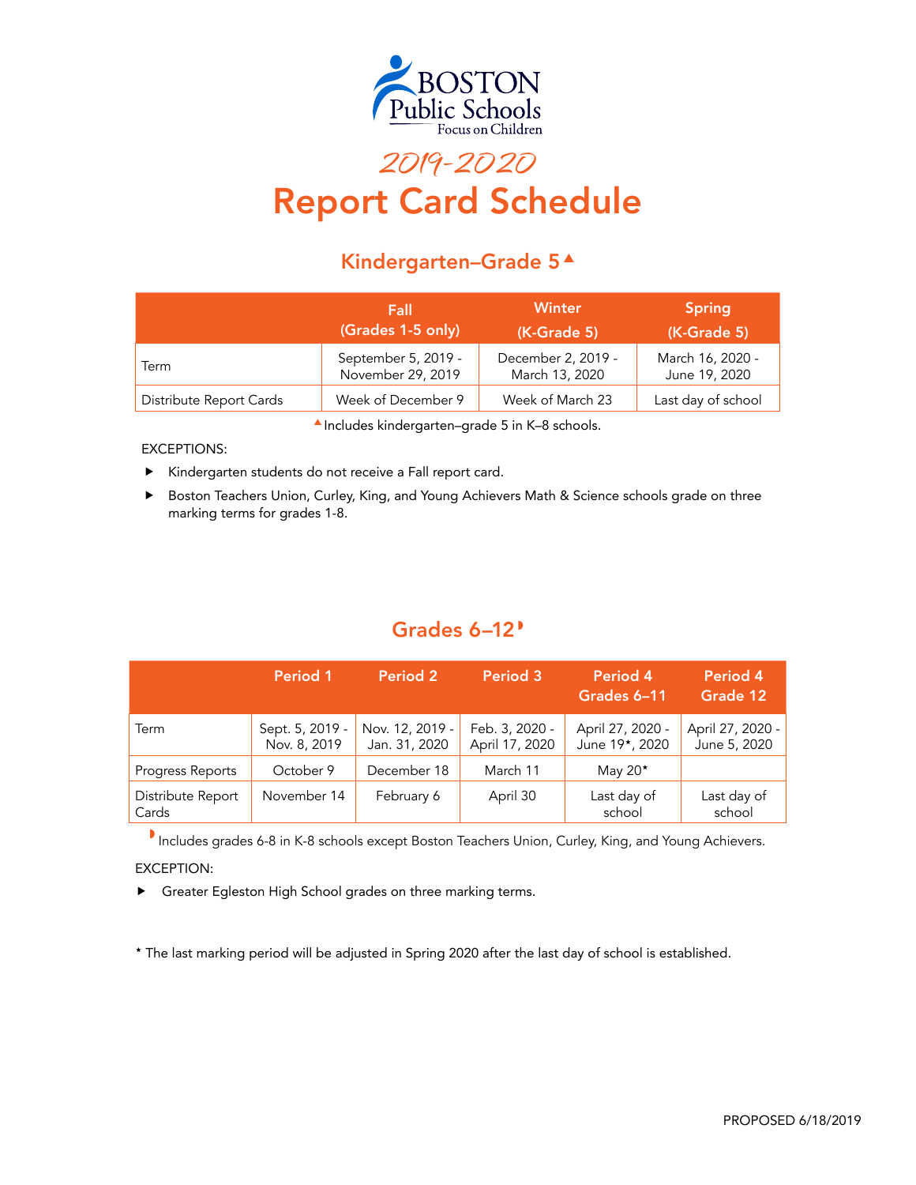BOSTON Public Schools
Focus on Children

# 2019-2020
# Report Card Schedule

## Kindergarten–Grade 5▲

| | Fall (Grades 1-5 only) | Winter (K-Grade 5) | Spring (K-Grade 5) |
|---|---|---|---|
| Term | September 5, 2019 - November 29, 2019 | December 2, 2019 - March 13, 2020 | March 16, 2020 - June 19, 2020 |
| Distribute Report Cards | Week of December 9 | Week of March 23 | Last day of school |

▲Includes kindergarten–grade 5 in K–8 schools.

EXCEPTIONS:

- Kindergarten students do not receive a Fall report card.
- Boston Teachers Union, Curley, King, and Young Achievers Math & Science schools grade on three marking terms for grades 1-8.

## Grades 6–12◗

| | Period 1 | Period 2 | Period 3 | Period 4 Grades 6–11 | Period 4 Grade 12 |
|---|---|---|---|---|---|
| Term | Sept. 5, 2019 - Nov. 8, 2019 | Nov. 12, 2019 - Jan. 31, 2020 | Feb. 3, 2020 - April 17, 2020 | April 27, 2020 - June 19*, 2020 | April 27, 2020 - June 5, 2020 |
| Progress Reports | October 9 | December 18 | March 11 | May 20* | |
| Distribute Report Cards | November 14 | February 6 | April 30 | Last day of school | Last day of school |

◗Includes grades 6-8 in K-8 schools except Boston Teachers Union, Curley, King, and Young Achievers.

EXCEPTION:

- Greater Egleston High School grades on three marking terms.

* The last marking period will be adjusted in Spring 2020 after the last day of school is established.

PROPOSED 6/18/2019